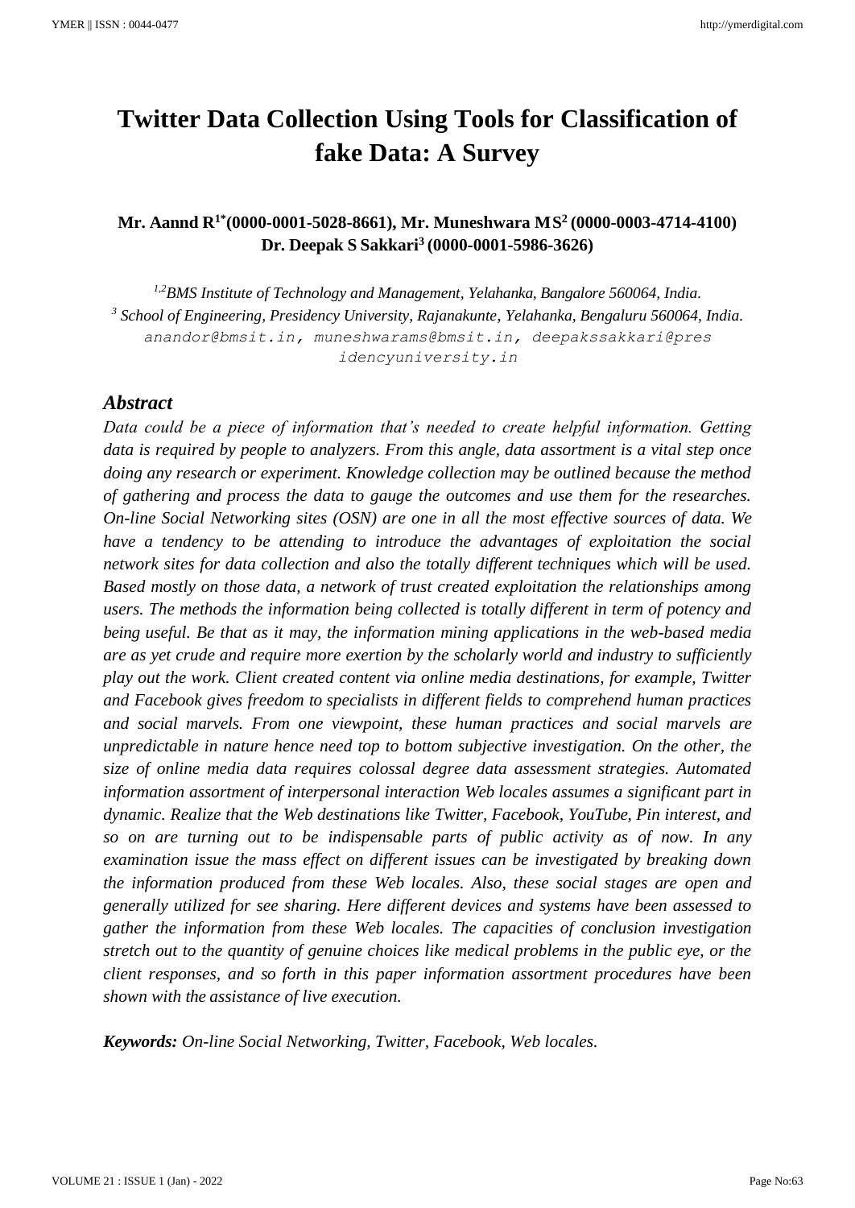# Twitter Data Collection Using Tools for Classification of fake Data: A Survey

**Mr. Aannd R[1*] (0000-0001-5028-8661), Mr. Muneshwara MS[2] (0000-0003-4714-4100) Dr. Deepak S Sakkari[3] (0000-0001-5986-3626)**

*[1,2]BMS Institute of Technology and Management, Yelahanka, Bangalore 560064, India.*
*[3] School of Engineering, Presidency University, Rajanakunte, Yelahanka, Bengaluru 560064, India.*
anandor@bmsit.in, muneshwarams@bmsit.in, deepakssakkari@presidencyuniversity.in

## Abstract

*Data could be a piece of information that's needed to create helpful information. Getting data is required by people to analyzers. From this angle, data assortment is a vital step once doing any research or experiment. Knowledge collection may be outlined because the method of gathering and process the data to gauge the outcomes and use them for the researches. On-line Social Networking sites (OSN) are one in all the most effective sources of data. We have a tendency to be attending to introduce the advantages of exploitation the social network sites for data collection and also the totally different techniques which will be used. Based mostly on those data, a network of trust created exploitation the relationships among users. The methods the information being collected is totally different in term of potency and being useful. Be that as it may, the information mining applications in the web-based media are as yet crude and require more exertion by the scholarly world and industry to sufficiently play out the work. Client created content via online media destinations, for example, Twitter and Facebook gives freedom to specialists in different fields to comprehend human practices and social marvels. From one viewpoint, these human practices and social marvels are unpredictable in nature hence need top to bottom subjective investigation. On the other, the size of online media data requires colossal degree data assessment strategies. Automated information assortment of interpersonal interaction Web locales assumes a significant part in dynamic. Realize that the Web destinations like Twitter, Facebook, YouTube, Pin interest, and so on are turning out to be indispensable parts of public activity as of now. In any examination issue the mass effect on different issues can be investigated by breaking down the information produced from these Web locales. Also, these social stages are open and generally utilized for see sharing. Here different devices and systems have been assessed to gather the information from these Web locales. The capacities of conclusion investigation stretch out to the quantity of genuine choices like medical problems in the public eye, or the client responses, and so forth in this paper information assortment procedures have been shown with the assistance of live execution.*

***Keywords:*** *On-line Social Networking, Twitter, Facebook, Web locales.*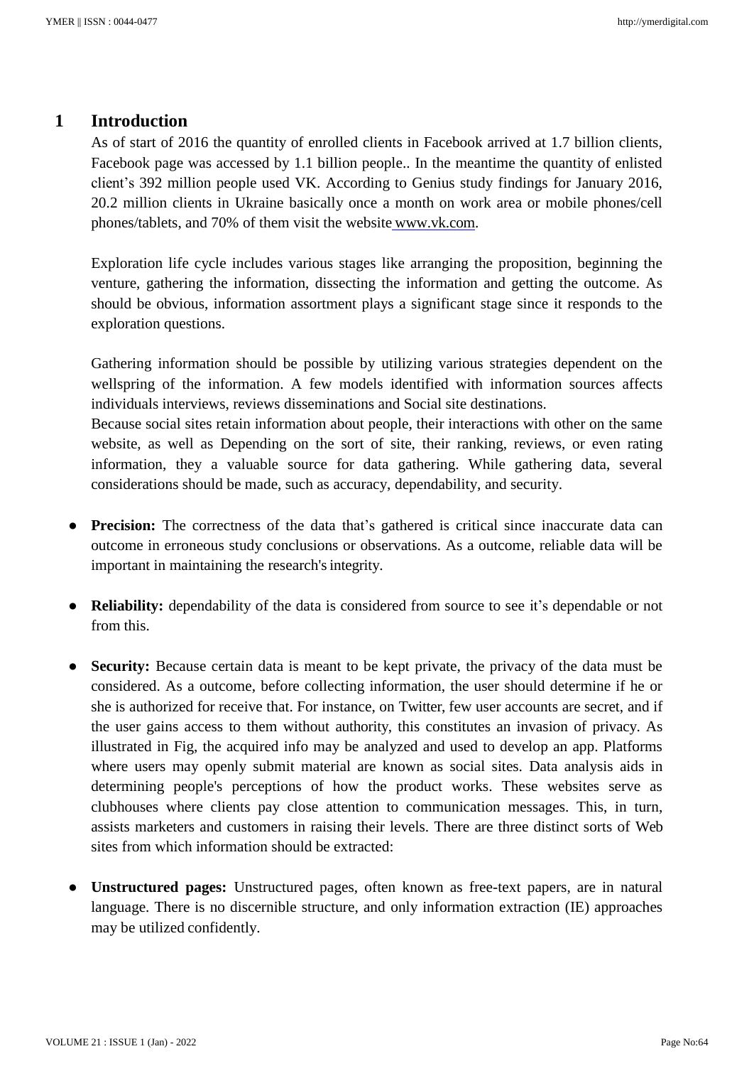# 1 Introduction

As of start of 2016 the quantity of enrolled clients in Facebook arrived at 1.7 billion clients, Facebook page was accessed by 1.1 billion people.. In the meantime the quantity of enlisted client's 392 million people used VK. According to Genius study findings for January 2016, 20.2 million clients in Ukraine basically once a month on work area or mobile phones/cell phones/tablets, and 70% of them visit the website www.vk.com.

Exploration life cycle includes various stages like arranging the proposition, beginning the venture, gathering the information, dissecting the information and getting the outcome. As should be obvious, information assortment plays a significant stage since it responds to the exploration questions.

Gathering information should be possible by utilizing various strategies dependent on the wellspring of the information. A few models identified with information sources affects individuals interviews, reviews disseminations and Social site destinations.

Because social sites retain information about people, their interactions with other on the same website, as well as Depending on the sort of site, their ranking, reviews, or even rating information, they a valuable source for data gathering. While gathering data, several considerations should be made, such as accuracy, dependability, and security.

- **Precision:** The correctness of the data that's gathered is critical since inaccurate data can outcome in erroneous study conclusions or observations. As a outcome, reliable data will be important in maintaining the research's integrity.

- **Reliability:** dependability of the data is considered from source to see it's dependable or not from this.

- **Security:** Because certain data is meant to be kept private, the privacy of the data must be considered. As a outcome, before collecting information, the user should determine if he or she is authorized for receive that. For instance, on Twitter, few user accounts are secret, and if the user gains access to them without authority, this constitutes an invasion of privacy. As illustrated in Fig, the acquired info may be analyzed and used to develop an app. Platforms where users may openly submit material are known as social sites. Data analysis aids in determining people's perceptions of how the product works. These websites serve as clubhouses where clients pay close attention to communication messages. This, in turn, assists marketers and customers in raising their levels. There are three distinct sorts of Web sites from which information should be extracted:

- **Unstructured pages:** Unstructured pages, often known as free-text papers, are in natural language. There is no discernible structure, and only information extraction (IE) approaches may be utilized confidently.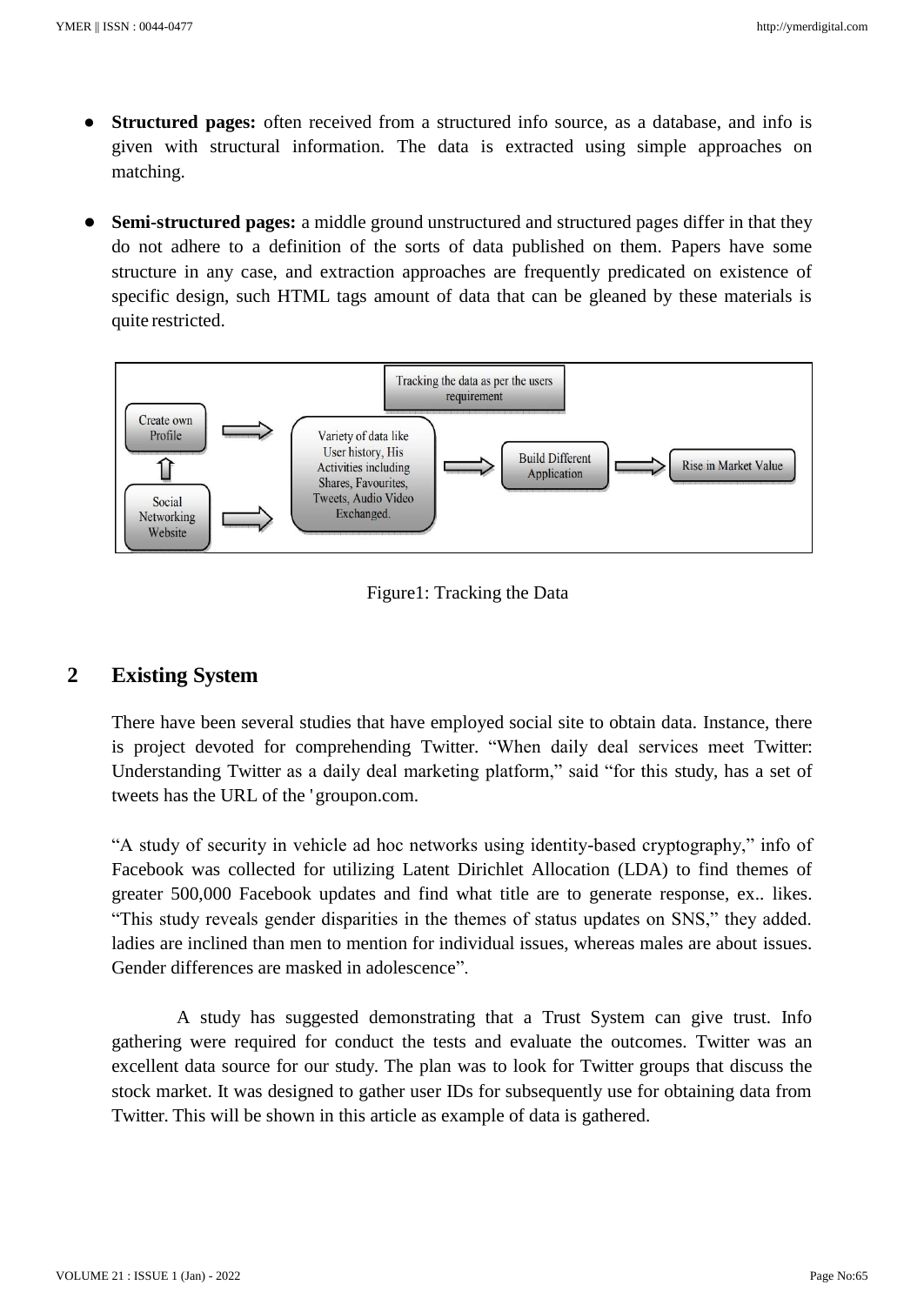- **Structured pages:** often received from a structured info source, as a database, and info is given with structural information. The data is extracted using simple approaches on matching.

- **Semi-structured pages:** a middle ground unstructured and structured pages differ in that they do not adhere to a definition of the sorts of data published on them. Papers have some structure in any case, and extraction approaches are frequently predicated on existence of specific design, such HTML tags amount of data that can be gleaned by these materials is quite restricted.

Figure1: Tracking the Data

## 2 Existing System

There have been several studies that have employed social site to obtain data. Instance, there is project devoted for comprehending Twitter. "When daily deal services meet Twitter: Understanding Twitter as a daily deal marketing platform," said "for this study, has a set of tweets has the URL of the 'groupon.com.

"A study of security in vehicle ad hoc networks using identity-based cryptography," info of Facebook was collected for utilizing Latent Dirichlet Allocation (LDA) to find themes of greater 500,000 Facebook updates and find what title are to generate response, ex.. likes. "This study reveals gender disparities in the themes of status updates on SNS," they added. ladies are inclined than men to mention for individual issues, whereas males are about issues. Gender differences are masked in adolescence".

A study has suggested demonstrating that a Trust System can give trust. Info gathering were required for conduct the tests and evaluate the outcomes. Twitter was an excellent data source for our study. The plan was to look for Twitter groups that discuss the stock market. It was designed to gather user IDs for subsequently use for obtaining data from Twitter. This will be shown in this article as example of data is gathered.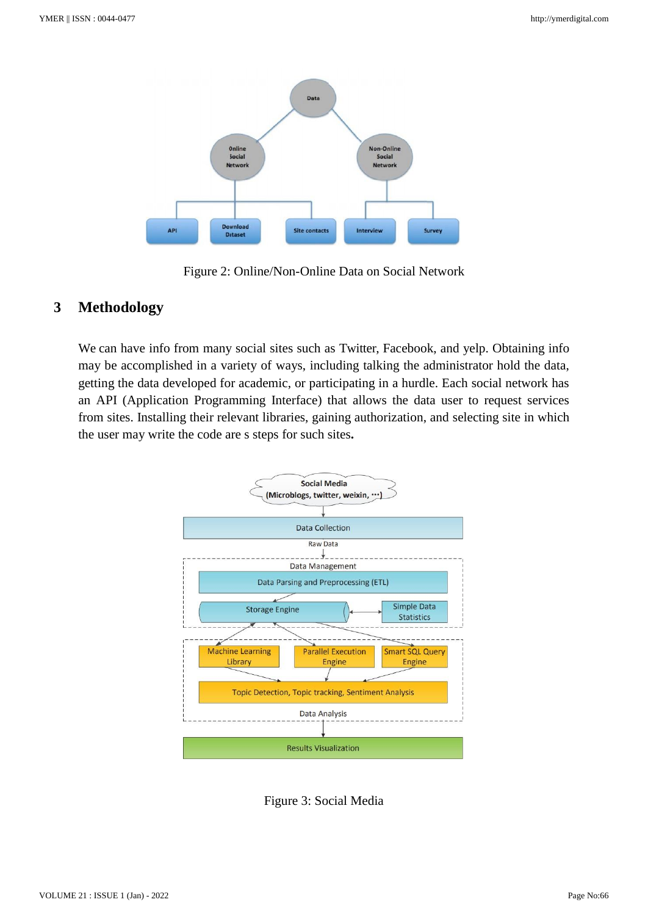Figure 2: Online/Non-Online Data on Social Network

## 3 Methodology

We can have info from many social sites such as Twitter, Facebook, and yelp. Obtaining info may be accomplished in a variety of ways, including talking the administrator hold the data, getting the data developed for academic, or participating in a hurdle. Each social network has an API (Application Programming Interface) that allows the data user to request services from sites. Installing their relevant libraries, gaining authorization, and selecting site in which the user may write the code are s steps for such sites**.**

Figure 3: Social Media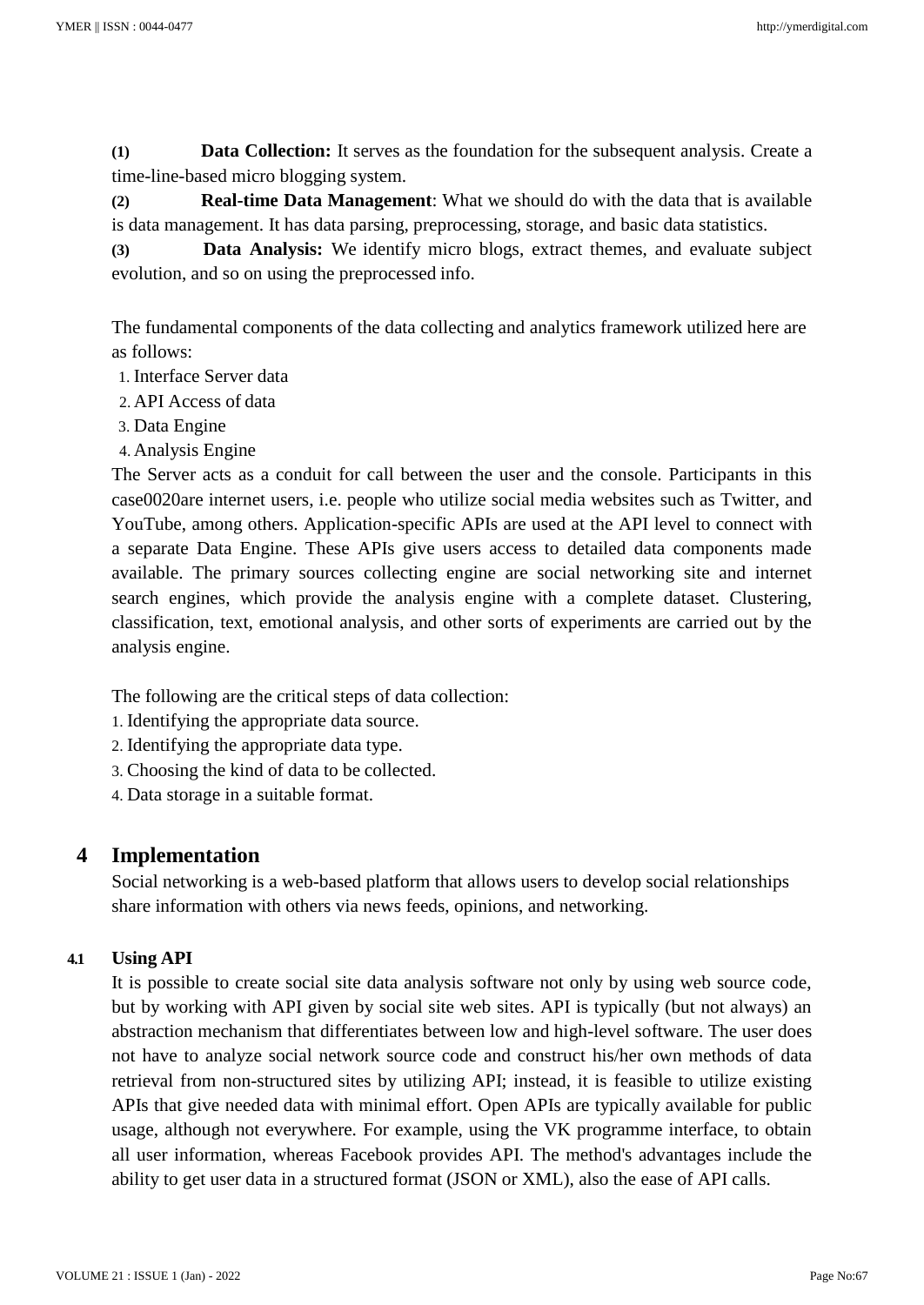**(1)** **Data Collection:** It serves as the foundation for the subsequent analysis. Create a time-line-based micro blogging system.

**(2)** **Real-time Data Management**: What we should do with the data that is available is data management. It has data parsing, preprocessing, storage, and basic data statistics.

**(3)** **Data Analysis:** We identify micro blogs, extract themes, and evaluate subject evolution, and so on using the preprocessed info.

The fundamental components of the data collecting and analytics framework utilized here are as follows:

1. Interface Server data
2. API Access of data
3. Data Engine
4. Analysis Engine

The Server acts as a conduit for call between the user and the console. Participants in this case0020are internet users, i.e. people who utilize social media websites such as Twitter, and YouTube, among others. Application-specific APIs are used at the API level to connect with a separate Data Engine. These APIs give users access to detailed data components made available. The primary sources collecting engine are social networking site and internet search engines, which provide the analysis engine with a complete dataset. Clustering, classification, text, emotional analysis, and other sorts of experiments are carried out by the analysis engine.

The following are the critical steps of data collection:

1. Identifying the appropriate data source.
2. Identifying the appropriate data type.
3. Choosing the kind of data to be collected.
4. Data storage in a suitable format.

# 4 Implementation

Social networking is a web-based platform that allows users to develop social relationships share information with others via news feeds, opinions, and networking.

## 4.1 Using API

It is possible to create social site data analysis software not only by using web source code, but by working with API given by social site web sites. API is typically (but not always) an abstraction mechanism that differentiates between low and high-level software. The user does not have to analyze social network source code and construct his/her own methods of data retrieval from non-structured sites by utilizing API; instead, it is feasible to utilize existing APIs that give needed data with minimal effort. Open APIs are typically available for public usage, although not everywhere. For example, using the VK programme interface, to obtain all user information, whereas Facebook provides API. The method's advantages include the ability to get user data in a structured format (JSON or XML), also the ease of API calls.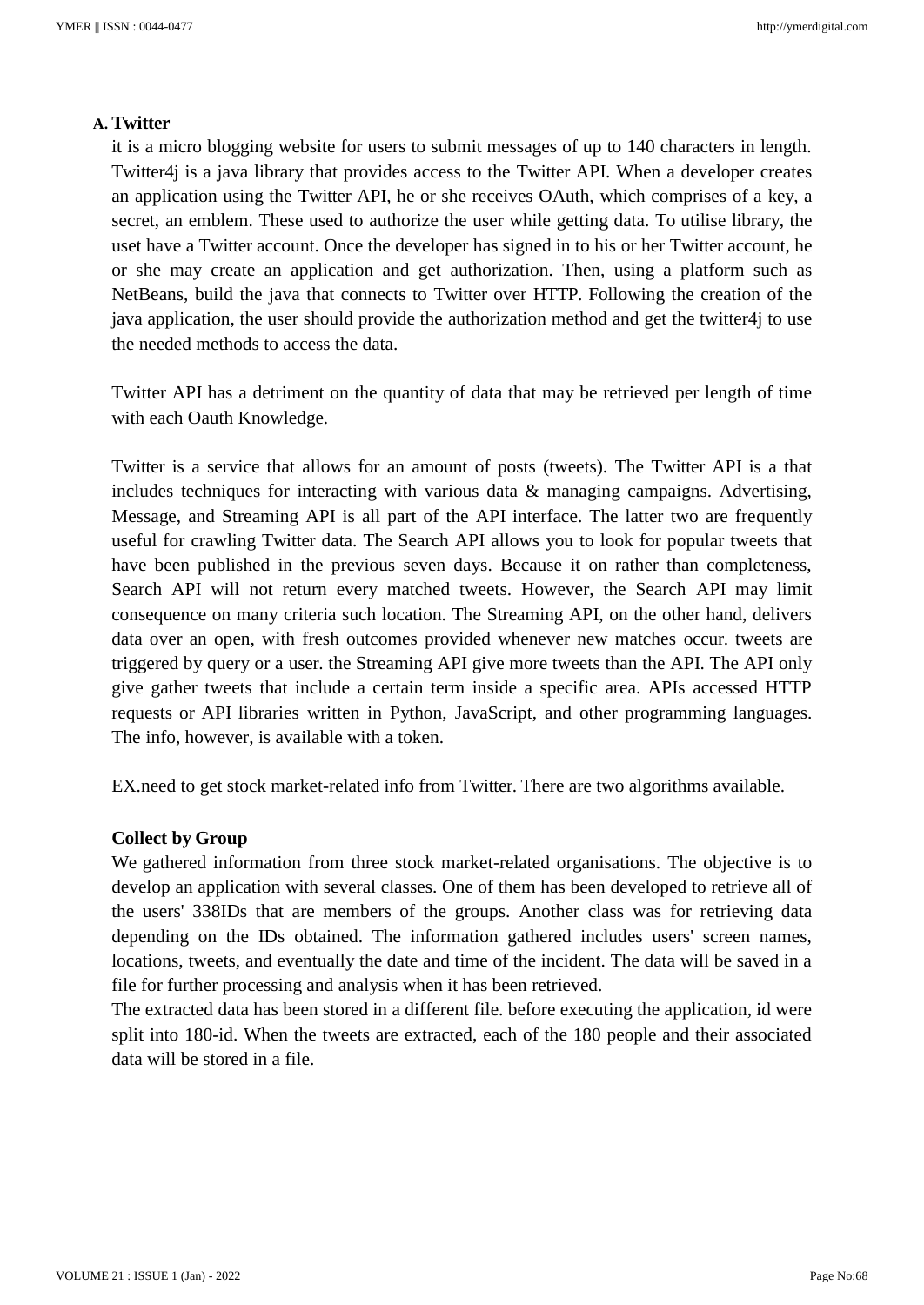### A. Twitter

it is a micro blogging website for users to submit messages of up to 140 characters in length. Twitter4j is a java library that provides access to the Twitter API. When a developer creates an application using the Twitter API, he or she receives OAuth, which comprises of a key, a secret, an emblem. These used to authorize the user while getting data. To utilise library, the uset have a Twitter account. Once the developer has signed in to his or her Twitter account, he or she may create an application and get authorization. Then, using a platform such as NetBeans, build the java that connects to Twitter over HTTP. Following the creation of the java application, the user should provide the authorization method and get the twitter4j to use the needed methods to access the data.

Twitter API has a detriment on the quantity of data that may be retrieved per length of time with each Oauth Knowledge.

Twitter is a service that allows for an amount of posts (tweets). The Twitter API is a that includes techniques for interacting with various data & managing campaigns. Advertising, Message, and Streaming API is all part of the API interface. The latter two are frequently useful for crawling Twitter data. The Search API allows you to look for popular tweets that have been published in the previous seven days. Because it on rather than completeness, Search API will not return every matched tweets. However, the Search API may limit consequence on many criteria such location. The Streaming API, on the other hand, delivers data over an open, with fresh outcomes provided whenever new matches occur. tweets are triggered by query or a user. the Streaming API give more tweets than the API. The API only give gather tweets that include a certain term inside a specific area. APIs accessed HTTP requests or API libraries written in Python, JavaScript, and other programming languages. The info, however, is available with a token.

EX.need to get stock market-related info from Twitter. There are two algorithms available.

**Collect by Group**

We gathered information from three stock market-related organisations. The objective is to develop an application with several classes. One of them has been developed to retrieve all of the users' 338IDs that are members of the groups. Another class was for retrieving data depending on the IDs obtained. The information gathered includes users' screen names, locations, tweets, and eventually the date and time of the incident. The data will be saved in a file for further processing and analysis when it has been retrieved.

The extracted data has been stored in a different file. before executing the application, id were split into 180-id. When the tweets are extracted, each of the 180 people and their associated data will be stored in a file.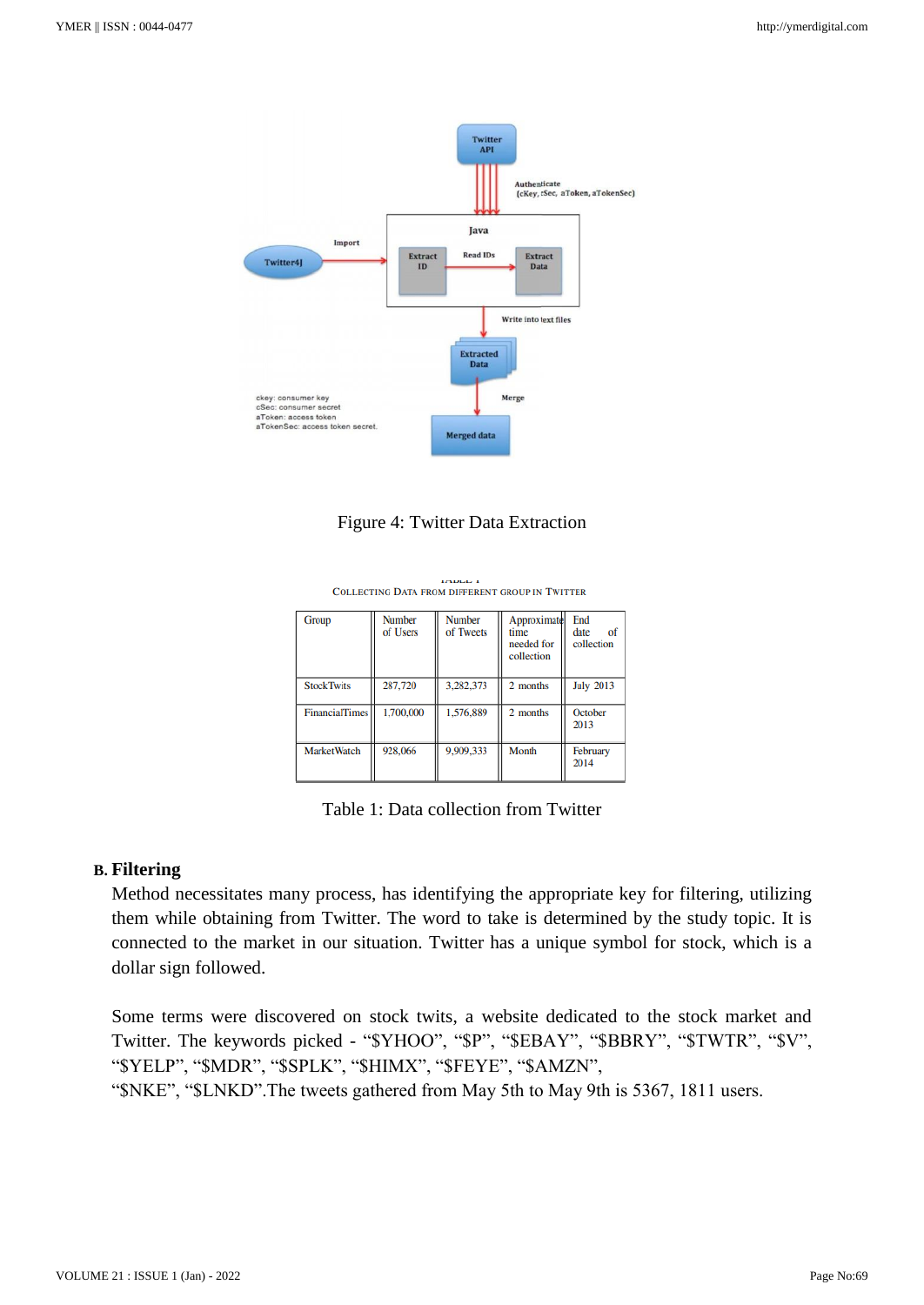Figure 4: Twitter Data Extraction

TABLE I
COLLECTING DATA FROM DIFFERENT GROUP IN TWITTER

| Group | Number of Users | Number of Tweets | Approximate time needed for collection | End date of collection |
|---|---|---|---|---|
| StockTwits | 287,720 | 3,282,373 | 2 months | July 2013 |
| FinancialTimes | 1,700,000 | 1,576,889 | 2 months | October 2013 |
| MarketWatch | 928,066 | 9,909,333 | Month | February 2014 |

Table 1: Data collection from Twitter

### B. Filtering

Method necessitates many process, has identifying the appropriate key for filtering, utilizing them while obtaining from Twitter. The word to take is determined by the study topic. It is connected to the market in our situation. Twitter has a unique symbol for stock, which is a dollar sign followed.

Some terms were discovered on stock twits, a website dedicated to the stock market and Twitter. The keywords picked - “$YHOO”, “$P”, “$EBAY”, “$BBRY”, “$TWTR”, “$V”, “$YELP”, “$MDR”, “$SPLK”, “$HIMX”, “$FEYE”, “$AMZN”, “$NKE”, “$LNKD”.The tweets gathered from May 5th to May 9th is 5367, 1811 users.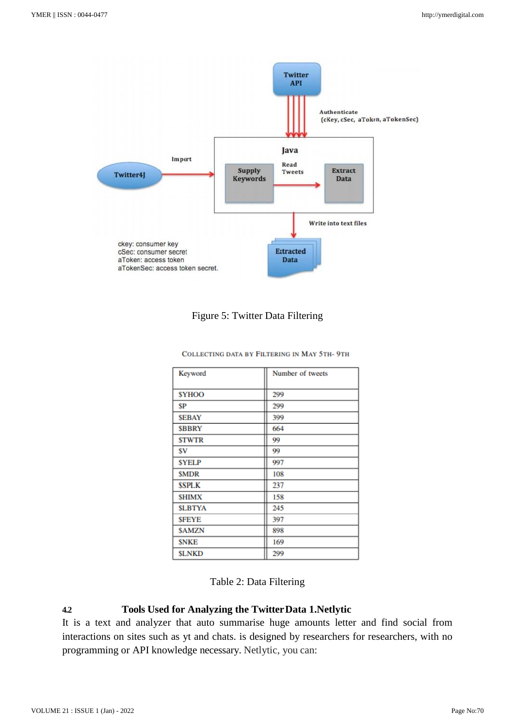Figure 5: Twitter Data Filtering

COLLECTING DATA BY FILTERING IN MAY 5TH- 9TH

| Keyword | Number of tweets |
|---|---|
| $YHOO | 299 |
| $P | 299 |
| $EBAY | 399 |
| $BBRY | 664 |
| $TWTR | 99 |
| $V | 99 |
| $YELP | 997 |
| $MDR | 108 |
| $SPLK | 237 |
| $HIMX | 158 |
| $LBTYA | 245 |
| $FEYE | 397 |
| $AMZN | 898 |
| $NKE | 169 |
| $LNKD | 299 |

Table 2: Data Filtering

### 4.2 Tools Used for Analyzing the Twitter Data 1.Netlytic

It is a text and analyzer that auto summarise huge amounts letter and find social from interactions on sites such as yt and chats. is designed by researchers for researchers, with no programming or API knowledge necessary. Netlytic, you can: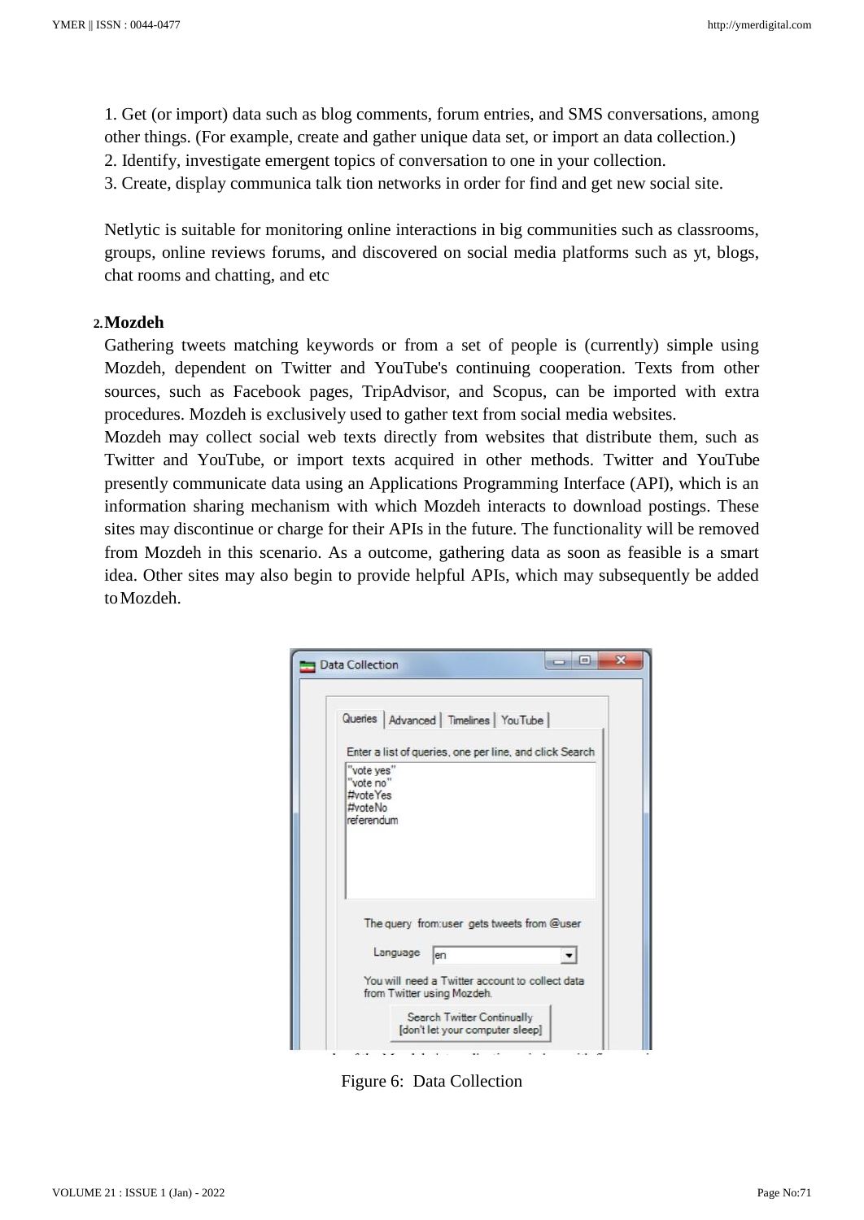1. Get (or import) data such as blog comments, forum entries, and SMS conversations, among other things. (For example, create and gather unique data set, or import an data collection.)
2. Identify, investigate emergent topics of conversation to one in your collection.
3. Create, display communica talk tion networks in order for find and get new social site.

Netlytic is suitable for monitoring online interactions in big communities such as classrooms, groups, online reviews forums, and discovered on social media platforms such as yt, blogs, chat rooms and chatting, and etc

## 2. Mozdeh

Gathering tweets matching keywords or from a set of people is (currently) simple using Mozdeh, dependent on Twitter and YouTube's continuing cooperation. Texts from other sources, such as Facebook pages, TripAdvisor, and Scopus, can be imported with extra procedures. Mozdeh is exclusively used to gather text from social media websites.

Mozdeh may collect social web texts directly from websites that distribute them, such as Twitter and YouTube, or import texts acquired in other methods. Twitter and YouTube presently communicate data using an Applications Programming Interface (API), which is an information sharing mechanism with which Mozdeh interacts to download postings. These sites may discontinue or charge for their APIs in the future. The functionality will be removed from Mozdeh in this scenario. As a outcome, gathering data as soon as feasible is a smart idea. Other sites may also begin to provide helpful APIs, which may subsequently be added to Mozdeh.

Figure 6: Data Collection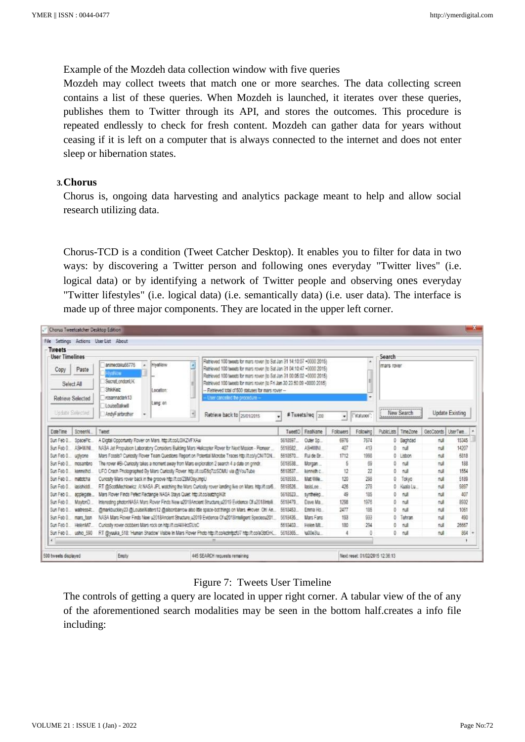Example of the Mozdeh data collection window with five queries

Mozdeh may collect tweets that match one or more searches. The data collecting screen contains a list of these queries. When Mozdeh is launched, it iterates over these queries, publishes them to Twitter through its API, and stores the outcomes. This procedure is repeated endlessly to check for fresh content. Mozdeh can gather data for years without ceasing if it is left on a computer that is always connected to the internet and does not enter sleep or hibernation states.

### 3. Chorus

Chorus is, ongoing data harvesting and analytics package meant to help and allow social research utilizing data.

Chorus-TCD is a condition (Tweet Catcher Desktop). It enables you to filter for data in two ways: by discovering a Twitter person and following ones everyday "Twitter lives" (i.e. logical data) or by identifying a network of Twitter people and observing ones everyday "Twitter lifestyles" (i.e. logical data) (i.e. semantically data) (i.e. user data). The interface is made up of three major components. They are located in the upper left corner.

Figure 7: Tweets User Timeline

The controls of getting a query are located in upper right corner. A tabular view of the of any of the aforementioned search modalities may be seen in the bottom half.creates a info file including: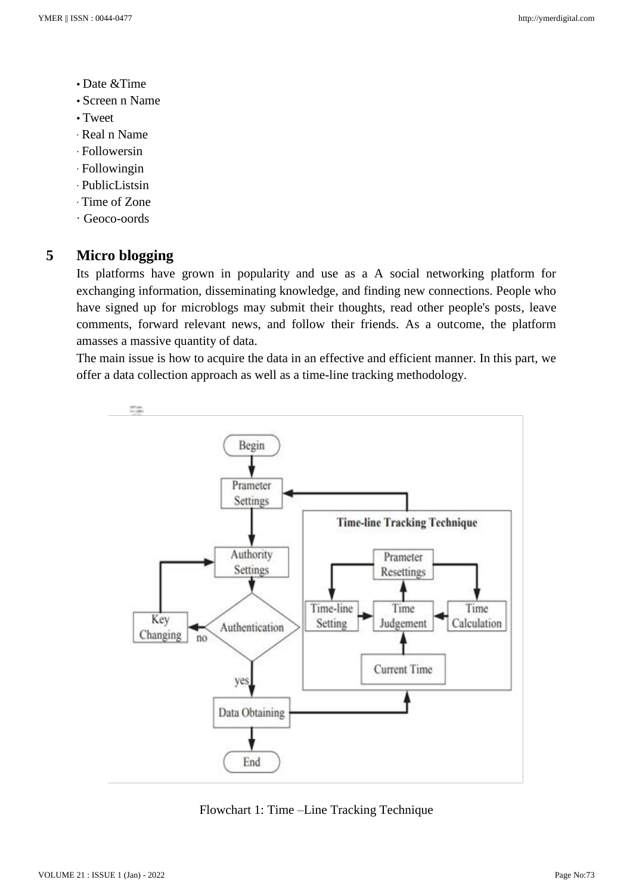- Date &Time
- Screen n Name
- Tweet
- Real n Name
- Followersin
- Followingin
- PublicListsin
- Time of Zone
- Geoco-oords

## 5 Micro blogging

Its platforms have grown in popularity and use as a A social networking platform for exchanging information, disseminating knowledge, and finding new connections. People who have signed up for microblogs may submit their thoughts, read other people's posts, leave comments, forward relevant news, and follow their friends. As a outcome, the platform amasses a massive quantity of data.

The main issue is how to acquire the data in an effective and efficient manner. In this part, we offer a data collection approach as well as a time-line tracking methodology.

Flowchart 1: Time –Line Tracking Technique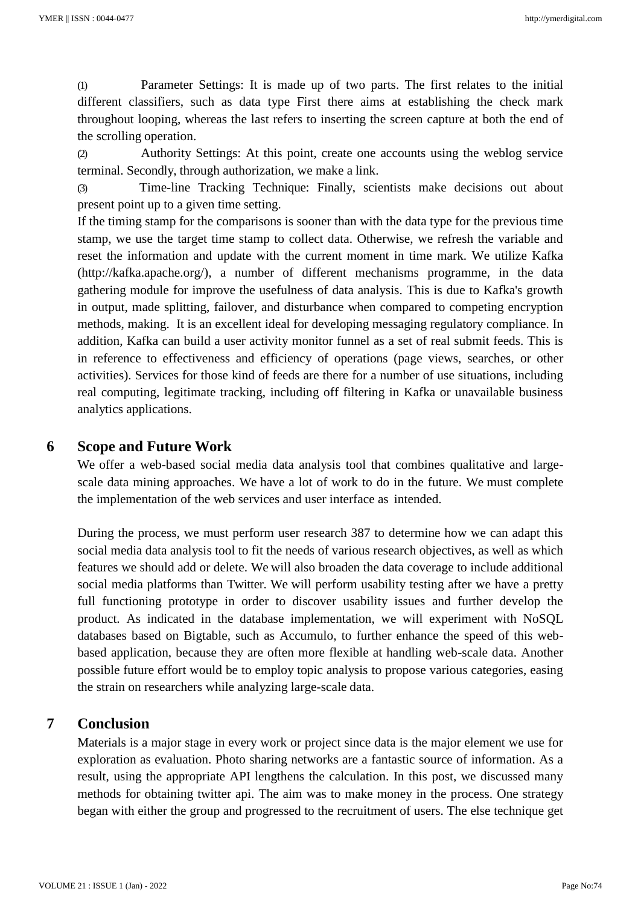(1) Parameter Settings: It is made up of two parts. The first relates to the initial different classifiers, such as data type First there aims at establishing the check mark throughout looping, whereas the last refers to inserting the screen capture at both the end of the scrolling operation.

(2) Authority Settings: At this point, create one accounts using the weblog service terminal. Secondly, through authorization, we make a link.

(3) Time-line Tracking Technique: Finally, scientists make decisions out about present point up to a given time setting.

If the timing stamp for the comparisons is sooner than with the data type for the previous time stamp, we use the target time stamp to collect data. Otherwise, we refresh the variable and reset the information and update with the current moment in time mark. We utilize Kafka (http://kafka.apache.org/), a number of different mechanisms programme, in the data gathering module for improve the usefulness of data analysis. This is due to Kafka's growth in output, made splitting, failover, and disturbance when compared to competing encryption methods, making. It is an excellent ideal for developing messaging regulatory compliance. In addition, Kafka can build a user activity monitor funnel as a set of real submit feeds. This is in reference to effectiveness and efficiency of operations (page views, searches, or other activities). Services for those kind of feeds are there for a number of use situations, including real computing, legitimate tracking, including off filtering in Kafka or unavailable business analytics applications.

## 6 Scope and Future Work

We offer a web-based social media data analysis tool that combines qualitative and large-scale data mining approaches. We have a lot of work to do in the future. We must complete the implementation of the web services and user interface as intended.

During the process, we must perform user research 387 to determine how we can adapt this social media data analysis tool to fit the needs of various research objectives, as well as which features we should add or delete. We will also broaden the data coverage to include additional social media platforms than Twitter. We will perform usability testing after we have a pretty full functioning prototype in order to discover usability issues and further develop the product. As indicated in the database implementation, we will experiment with NoSQL databases based on Bigtable, such as Accumulo, to further enhance the speed of this web-based application, because they are often more flexible at handling web-scale data. Another possible future effort would be to employ topic analysis to propose various categories, easing the strain on researchers while analyzing large-scale data.

## 7 Conclusion

Materials is a major stage in every work or project since data is the major element we use for exploration as evaluation. Photo sharing networks are a fantastic source of information. As a result, using the appropriate API lengthens the calculation. In this post, we discussed many methods for obtaining twitter api. The aim was to make money in the process. One strategy began with either the group and progressed to the recruitment of users. The else technique get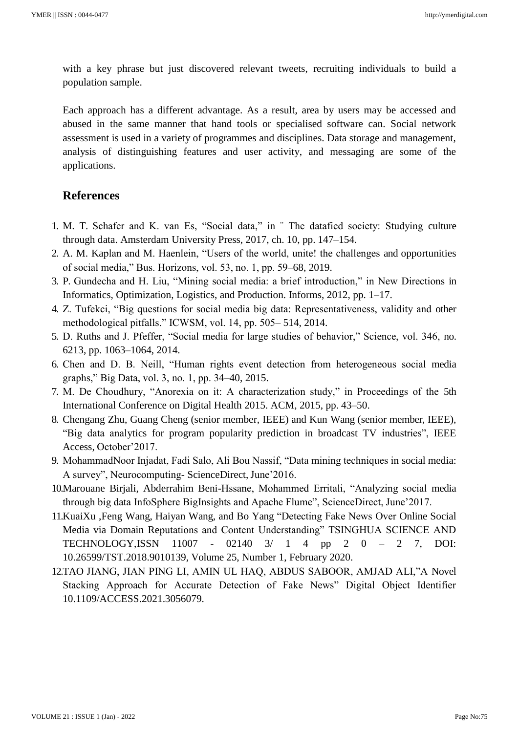with a key phrase but just discovered relevant tweets, recruiting individuals to build a population sample.

Each approach has a different advantage. As a result, area by users may be accessed and abused in the same manner that hand tools or specialised software can. Social network assessment is used in a variety of programmes and disciplines. Data storage and management, analysis of distinguishing features and user activity, and messaging are some of the applications.

## References

1. M. T. Schafer and K. van Es, "Social data," in ¨ The datafied society: Studying culture through data. Amsterdam University Press, 2017, ch. 10, pp. 147–154.
2. A. M. Kaplan and M. Haenlein, "Users of the world, unite! the challenges and opportunities of social media," Bus. Horizons, vol. 53, no. 1, pp. 59–68, 2019.
3. P. Gundecha and H. Liu, "Mining social media: a brief introduction," in New Directions in Informatics, Optimization, Logistics, and Production. Informs, 2012, pp. 1–17.
4. Z. Tufekci, "Big questions for social media big data: Representativeness, validity and other methodological pitfalls." ICWSM, vol. 14, pp. 505– 514, 2014.
5. D. Ruths and J. Pfeffer, "Social media for large studies of behavior," Science, vol. 346, no. 6213, pp. 1063–1064, 2014.
6. Chen and D. B. Neill, "Human rights event detection from heterogeneous social media graphs," Big Data, vol. 3, no. 1, pp. 34–40, 2015.
7. M. De Choudhury, "Anorexia on it: A characterization study," in Proceedings of the 5th International Conference on Digital Health 2015. ACM, 2015, pp. 43–50.
8. Chengang Zhu, Guang Cheng (senior member, IEEE) and Kun Wang (senior member, IEEE), "Big data analytics for program popularity prediction in broadcast TV industries", IEEE Access, October'2017.
9. MohammadNoor Injadat, Fadi Salo, Ali Bou Nassif, "Data mining techniques in social media: A survey", Neurocomputing- ScienceDirect, June'2016.
10. Marouane Birjali, Abderrahim Beni-Hssane, Mohammed Erritali, "Analyzing social media through big data InfoSphere BigInsights and Apache Flume", ScienceDirect, June'2017.
11. KuaiXu ,Feng Wang, Haiyan Wang, and Bo Yang "Detecting Fake News Over Online Social Media via Domain Reputations and Content Understanding" TSINGHUA SCIENCE AND TECHNOLOGY,ISSN 11007 - 02140 3/ 1 4 pp 2 0 – 2 7, DOI: 10.26599/TST.2018.9010139, Volume 25, Number 1, February 2020.
12. TAO JIANG, JIAN PING LI, AMIN UL HAQ, ABDUS SABOOR, AMJAD ALI,"A Novel Stacking Approach for Accurate Detection of Fake News" Digital Object Identifier 10.1109/ACCESS.2021.3056079.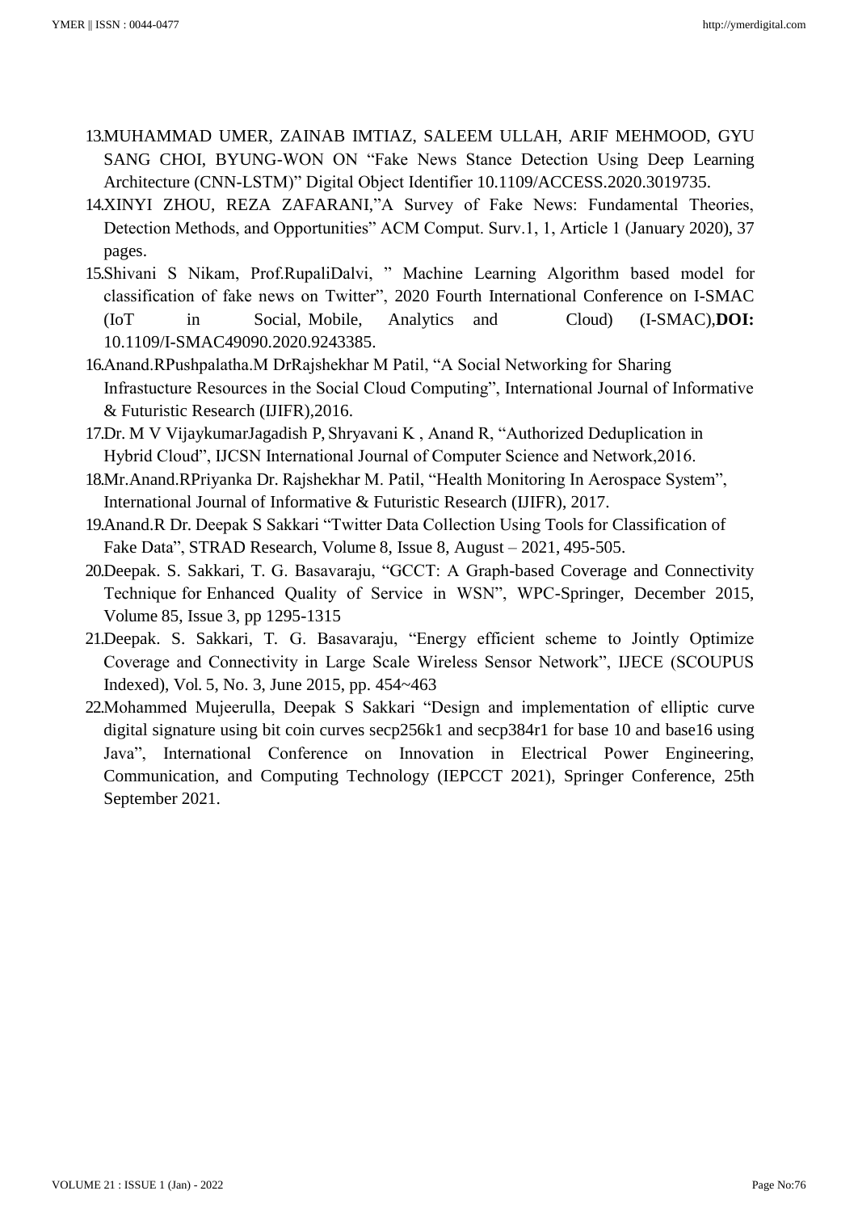13. MUHAMMAD UMER, ZAINAB IMTIAZ, SALEEM ULLAH, ARIF MEHMOOD, GYU SANG CHOI, BYUNG-WON ON "Fake News Stance Detection Using Deep Learning Architecture (CNN-LSTM)" Digital Object Identifier 10.1109/ACCESS.2020.3019735.
14. XINYI ZHOU, REZA ZAFARANI,"A Survey of Fake News: Fundamental Theories, Detection Methods, and Opportunities" ACM Comput. Surv.1, 1, Article 1 (January 2020), 37 pages.
15. Shivani S Nikam, Prof.RupaliDalvi, " Machine Learning Algorithm based model for classification of fake news on Twitter", 2020 Fourth International Conference on I-SMAC (IoT in Social, Mobile, Analytics and Cloud) (I-SMAC),**DOI:** 10.1109/I-SMAC49090.2020.9243385.
16. Anand.RPushpalatha.M DrRajshekhar M Patil, "A Social Networking for Sharing Infrastucture Resources in the Social Cloud Computing", International Journal of Informative & Futuristic Research (IJIFR),2016.
17. Dr. M V VijaykumarJagadish P, Shryavani K , Anand R, "Authorized Deduplication in Hybrid Cloud", IJCSN International Journal of Computer Science and Network,2016.
18. Mr.Anand.RPriyanka Dr. Rajshekhar M. Patil, "Health Monitoring In Aerospace System", International Journal of Informative & Futuristic Research (IJIFR), 2017.
19. Anand.R Dr. Deepak S Sakkari "Twitter Data Collection Using Tools for Classification of Fake Data", STRAD Research, Volume 8, Issue 8, August – 2021, 495-505.
20. Deepak. S. Sakkari, T. G. Basavaraju, "GCCT: A Graph-based Coverage and Connectivity Technique for Enhanced Quality of Service in WSN", WPC-Springer, December 2015, Volume 85, Issue 3, pp 1295-1315
21. Deepak. S. Sakkari, T. G. Basavaraju, "Energy efficient scheme to Jointly Optimize Coverage and Connectivity in Large Scale Wireless Sensor Network", IJECE (SCOUPUS Indexed), Vol. 5, No. 3, June 2015, pp. 454~463
22. Mohammed Mujeerulla, Deepak S Sakkari "Design and implementation of elliptic curve digital signature using bit coin curves secp256k1 and secp384r1 for base 10 and base16 using Java", International Conference on Innovation in Electrical Power Engineering, Communication, and Computing Technology (IEPCCT 2021), Springer Conference, 25th September 2021.